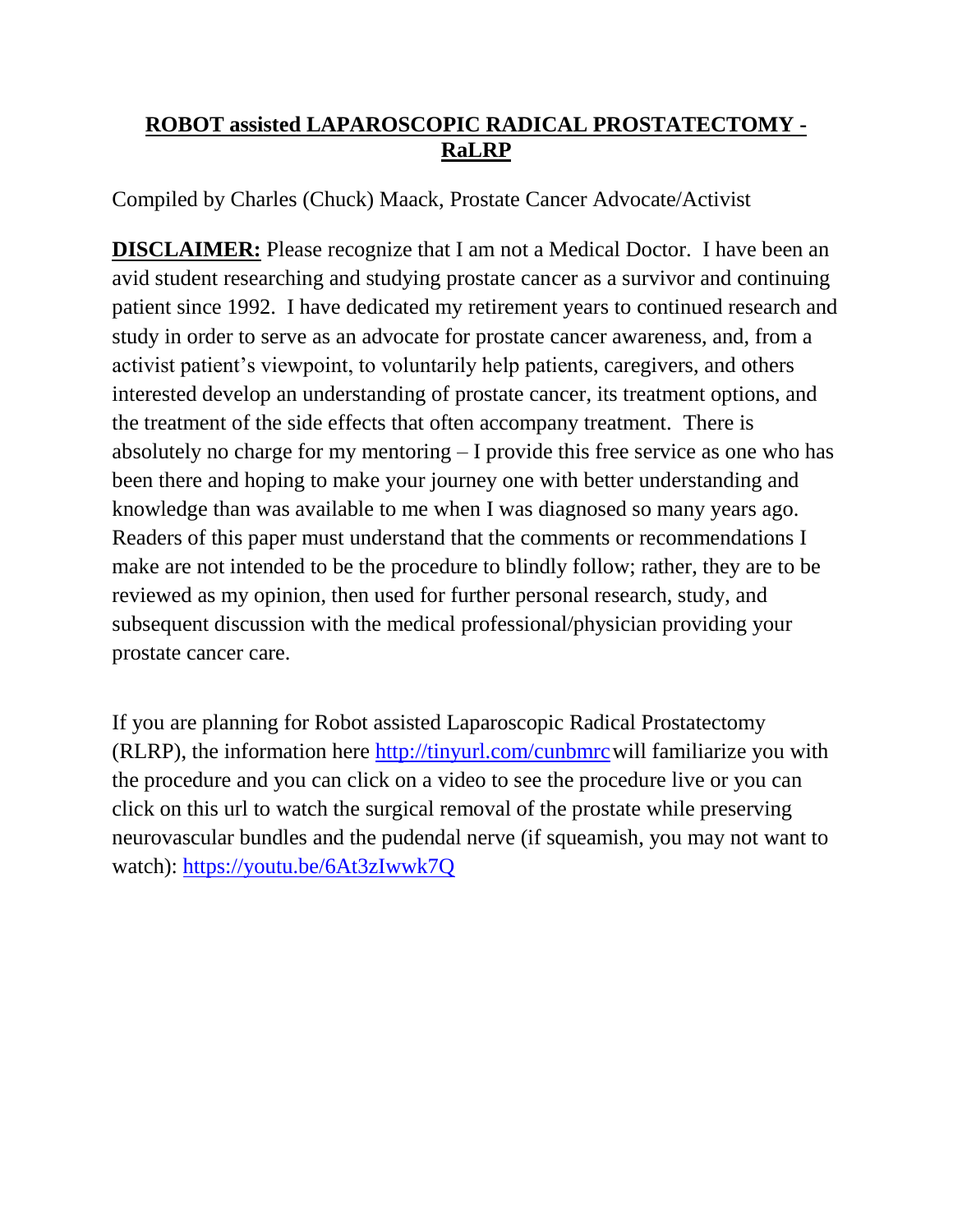# **ROBOT assisted LAPAROSCOPIC RADICAL PROSTATECTOMY - RaLRP**

Compiled by Charles (Chuck) Maack, Prostate Cancer Advocate/Activist

**DISCLAIMER:** Please recognize that I am not a Medical Doctor. I have been an avid student researching and studying prostate cancer as a survivor and continuing patient since 1992. I have dedicated my retirement years to continued research and study in order to serve as an advocate for prostate cancer awareness, and, from a activist patient's viewpoint, to voluntarily help patients, caregivers, and others interested develop an understanding of prostate cancer, its treatment options, and the treatment of the side effects that often accompany treatment. There is absolutely no charge for my mentoring – I provide this free service as one who has been there and hoping to make your journey one with better understanding and knowledge than was available to me when I was diagnosed so many years ago. Readers of this paper must understand that the comments or recommendations I make are not intended to be the procedure to blindly follow; rather, they are to be reviewed as my opinion, then used for further personal research, study, and subsequent discussion with the medical professional/physician providing your prostate cancer care.

If you are planning for Robot assisted Laparoscopic Radical Prostatectomy (RLRP), the information here http://tinyurl.com/cunbmrc will familiarize you with the procedure and you can click on a video to see the procedure live or you can click on this url to watch the surgical removal of the prostate while preserving neurovascular bundles and the pudendal nerve (if squeamish, you may not want to watch): https://youtu.be/6At3zIwwk7Q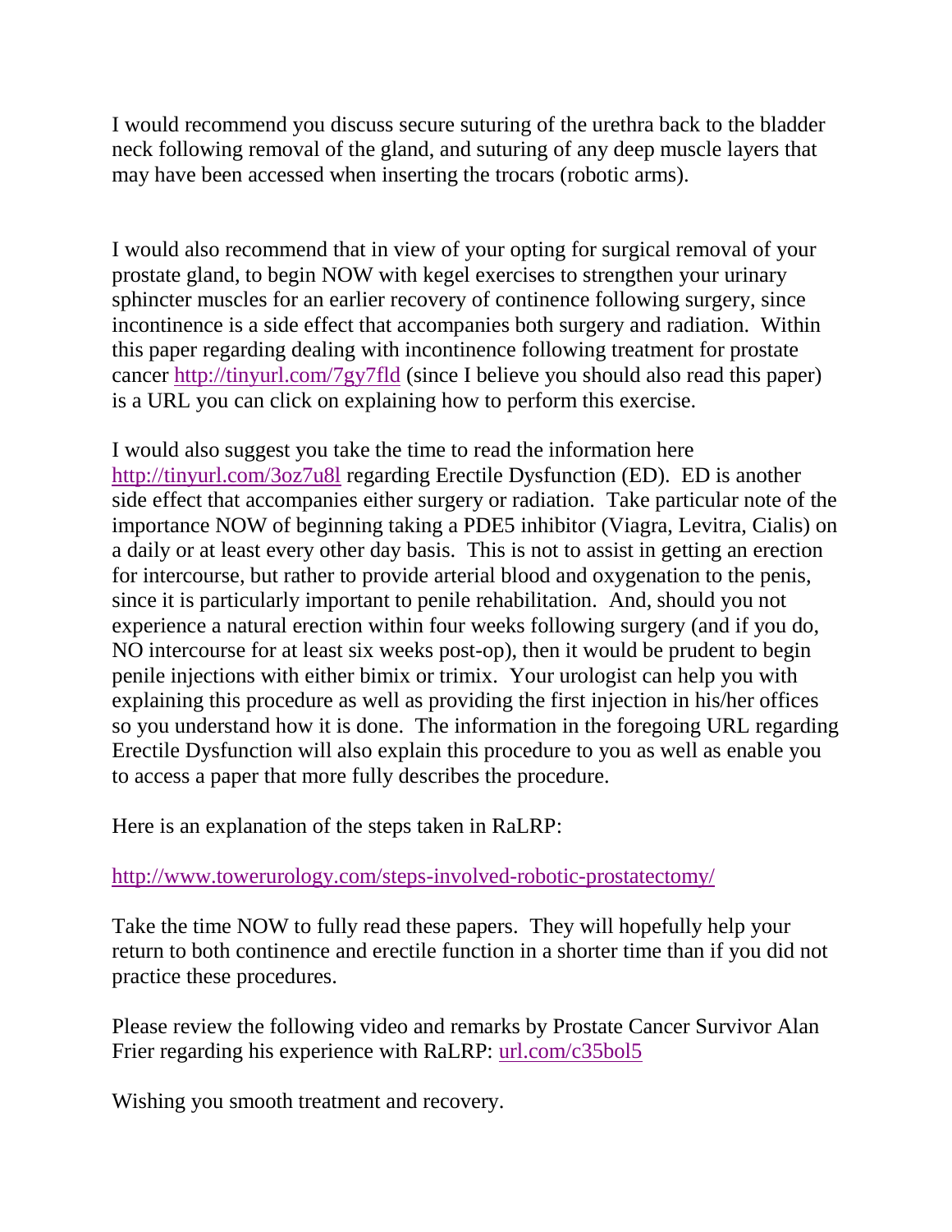I would recommend you discuss secure suturing of the urethra back to the bladder neck following removal of the gland, and suturing of any deep muscle layers that may have been accessed when inserting the trocars (robotic arms).

I would also recommend that in view of your opting for surgical removal of your prostate gland, to begin NOW with kegel exercises to strengthen your urinary sphincter muscles for an earlier recovery of continence following surgery, since incontinence is a side effect that accompanies both surgery and radiation. Within this paper regarding dealing with incontinence following treatment for prostate cancer [http://tinyurl.com/7gy7fld](http://tinyurl.com/7gy7fld) (since I believe you should also read this paper) is a URL you can click on explaining how to perform this exercise.

I would also suggest you take the time to read the information here [http://tinyurl.com/3oz7u8l](http://tinyurl.com/3oz7u8l) regarding Erectile Dysfunction (ED). ED is another side effect that accompanies either surgery or radiation. Take particular note of the importance NOW of beginning taking a PDE5 inhibitor (Viagra, Levitra, Cialis) on a daily or at least every other day basis. This is not to assist in getting an erection for intercourse, but rather to provide arterial blood and oxygenation to the penis, since it is particularly important to penile rehabilitation. And, should you not experience a natural erection within four weeks following surgery (and if you do, NO intercourse for at least six weeks post-op), then it would be prudent to begin penile injections with either bimix or trimix. Your urologist can help you with explaining this procedure as well as providing the first injection in his/her offices so you understand how it is done. The information in the foregoing URL regarding Erectile Dysfunction will also explain this procedure to you as well as enable you to access a paper that more fully describes the procedure.

Here is an explanation of the steps taken in RaLRP:

[http://www.towerurology.com/steps-involved-robotic-prostatectomy/](http://www.towerurology.com/steps-involved-robotic-prostatectomy/)

Take the time NOW to fully read these papers. They will hopefully help your return to both continence and erectile function in a shorter time than if you did not practice these procedures.

Please review the following video and remarks by Prostate Cancer Survivor Alan Frier regarding his experience with RaLRP: [url.com/c35bol5](url.com/c35bol5)

Wishing you smooth treatment and recovery.